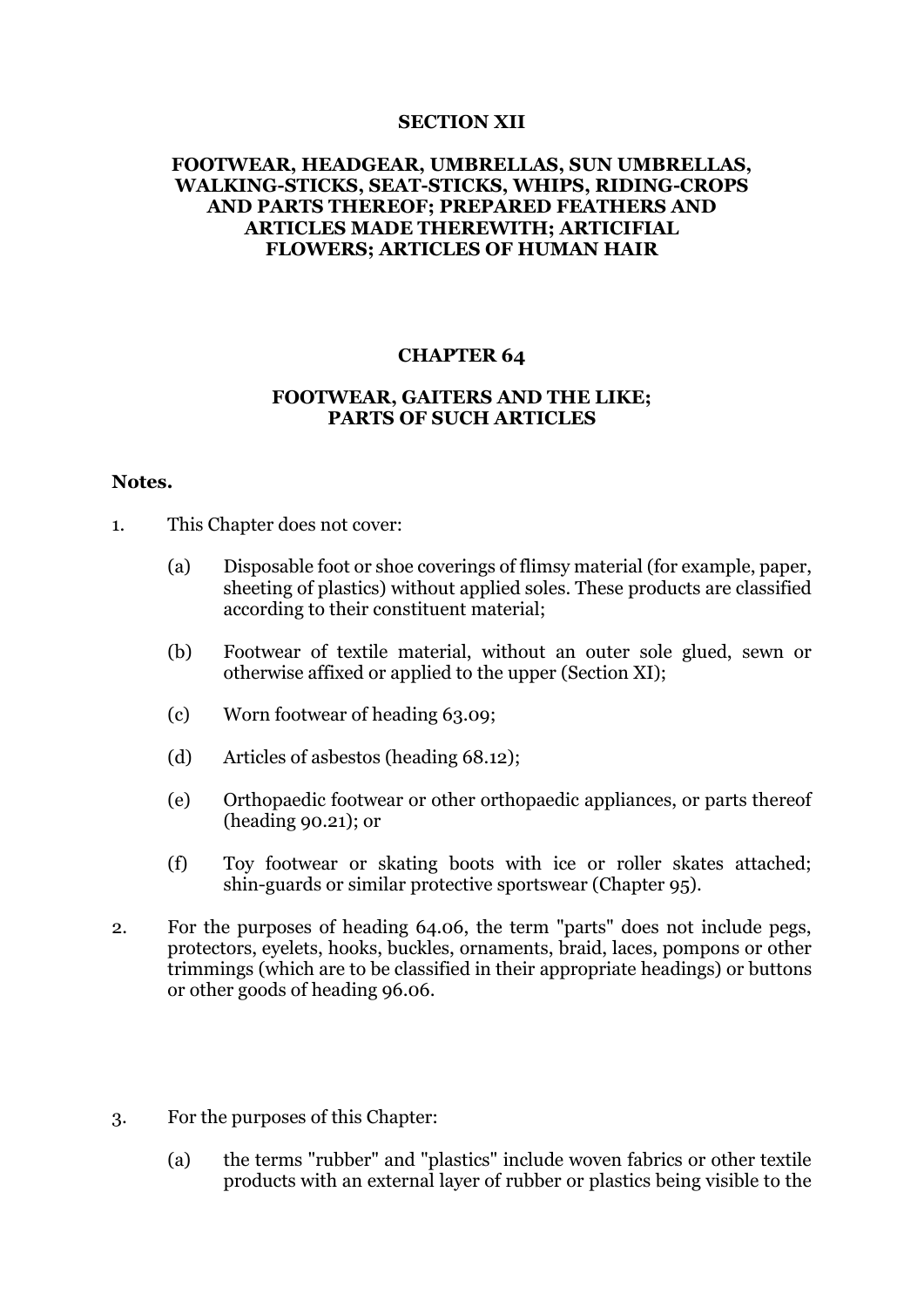# SECTION XII

## FOOTWEAR, HEADGEAR, UMBRELLAS, SUN UMBRELLAS, WALKING-STICKS, SEAT-STICKS, WHIPS, RIDING-CROPS AND PARTS THEREOF; PREPARED FEATHERS AND ARTICLES MADE THEREWITH; ARTIFICIAL FLOWERS; ARTICLES OF HUMAN HAIR

# CHAPTER 64

## FOOTWEAR, GAITERS AND THE LIKE; PARTS OF SUCH ARTICLES

**Notes.**

1. This Chapter does not cover:

   (a) Disposable foot or shoe coverings of flimsy material (for example, paper, sheeting of plastics) without applied soles. These products are classified according to their constituent material;

   (b) Footwear of textile material, without an outer sole glued, sewn or otherwise affixed or applied to the upper (Section XI);

   (c) Worn footwear of heading 63.09;

   (d) Articles of asbestos (heading 68.12);

   (e) Orthopaedic footwear or other orthopaedic appliances, or parts thereof (heading 90.21); or

   (f) Toy footwear or skating boots with ice or roller skates attached; shin-guards or similar protective sportswear (Chapter 95).

2. For the purposes of heading 64.06, the term "parts" does not include pegs, protectors, eyelets, hooks, buckles, ornaments, braid, laces, pompons or other trimmings (which are to be classified in their appropriate headings) or buttons or other goods of heading 96.06.

3. For the purposes of this Chapter:

   (a) the terms "rubber" and "plastics" include woven fabrics or other textile products with an external layer of rubber or plastics being visible to the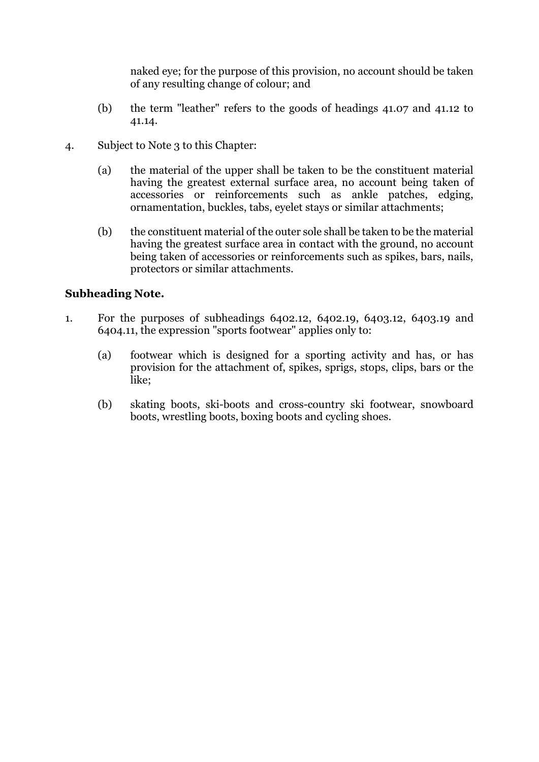naked eye; for the purpose of this provision, no account should be taken of any resulting change of colour; and

(b) the term "leather" refers to the goods of headings 41.07 and 41.12 to 41.14.

4. Subject to Note 3 to this Chapter:

   (a) the material of the upper shall be taken to be the constituent material having the greatest external surface area, no account being taken of accessories or reinforcements such as ankle patches, edging, ornamentation, buckles, tabs, eyelet stays or similar attachments;

   (b) the constituent material of the outer sole shall be taken to be the material having the greatest surface area in contact with the ground, no account being taken of accessories or reinforcements such as spikes, bars, nails, protectors or similar attachments.

**Subheading Note.**

1. For the purposes of subheadings 6402.12, 6402.19, 6403.12, 6403.19 and 6404.11, the expression "sports footwear" applies only to:

   (a) footwear which is designed for a sporting activity and has, or has provision for the attachment of, spikes, sprigs, stops, clips, bars or the like;

   (b) skating boots, ski-boots and cross-country ski footwear, snowboard boots, wrestling boots, boxing boots and cycling shoes.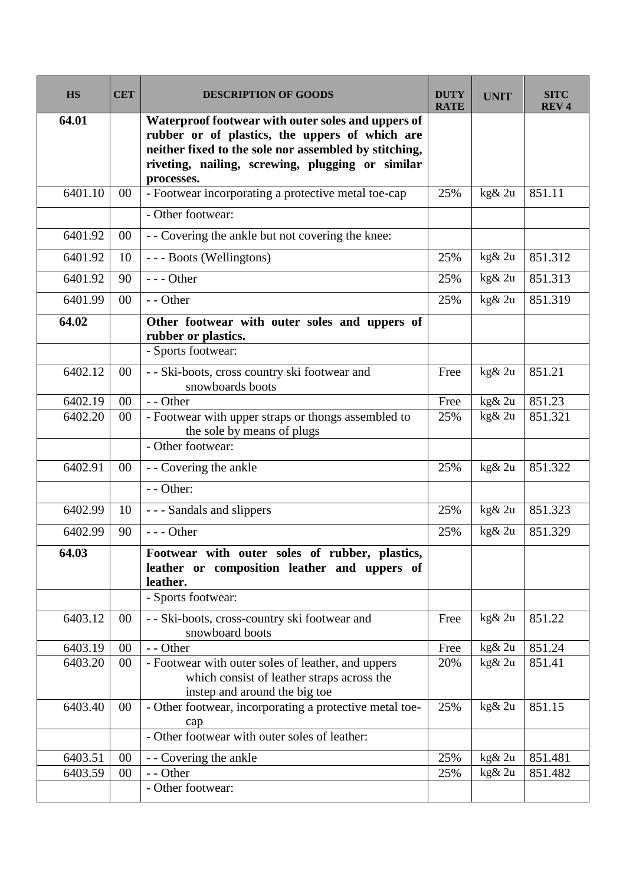| HS | CET | DESCRIPTION OF GOODS | DUTY RATE | UNIT | SITC REV 4 |
|---|---|---|---|---|---|
| **64.01** | | **Waterproof footwear with outer soles and uppers of rubber or of plastics, the uppers of which are neither fixed to the sole nor assembled by stitching, riveting, nailing, screwing, plugging or similar processes.** | | | |
| 6401.10 | 00 | - Footwear incorporating a protective metal toe-cap | 25% | kg& 2u | 851.11 |
| | | - Other footwear: | | | |
| 6401.92 | 00 | - - Covering the ankle but not covering the knee: | | | |
| 6401.92 | 10 | - - - Boots (Wellingtons) | 25% | kg& 2u | 851.312 |
| 6401.92 | 90 | - - - Other | 25% | kg& 2u | 851.313 |
| 6401.99 | 00 | - - Other | 25% | kg& 2u | 851.319 |
| **64.02** | | **Other footwear with outer soles and uppers of rubber or plastics.** | | | |
| | | - Sports footwear: | | | |
| 6402.12 | 00 | - - Ski-boots, cross country ski footwear and snowboards boots | Free | kg& 2u | 851.21 |
| 6402.19 | 00 | - - Other | Free | kg& 2u | 851.23 |
| 6402.20 | 00 | - Footwear with upper straps or thongs assembled to the sole by means of plugs | 25% | kg& 2u | 851.321 |
| | | - Other footwear: | | | |
| 6402.91 | 00 | - - Covering the ankle | 25% | kg& 2u | 851.322 |
| | | - - Other: | | | |
| 6402.99 | 10 | - - - Sandals and slippers | 25% | kg& 2u | 851.323 |
| 6402.99 | 90 | - - - Other | 25% | kg& 2u | 851.329 |
| **64.03** | | **Footwear with outer soles of rubber, plastics, leather or composition leather and uppers of leather.** | | | |
| | | - Sports footwear: | | | |
| 6403.12 | 00 | - - Ski-boots, cross-country ski footwear and snowboard boots | Free | kg& 2u | 851.22 |
| 6403.19 | 00 | - - Other | Free | kg& 2u | 851.24 |
| 6403.20 | 00 | - Footwear with outer soles of leather, and uppers which consist of leather straps across the instep and around the big toe | 20% | kg& 2u | 851.41 |
| 6403.40 | 00 | - Other footwear, incorporating a protective metal toe-cap | 25% | kg& 2u | 851.15 |
| | | - Other footwear with outer soles of leather: | | | |
| 6403.51 | 00 | - - Covering the ankle | 25% | kg& 2u | 851.481 |
| 6403.59 | 00 | - - Other | 25% | kg& 2u | 851.482 |
| | | - Other footwear: | | | |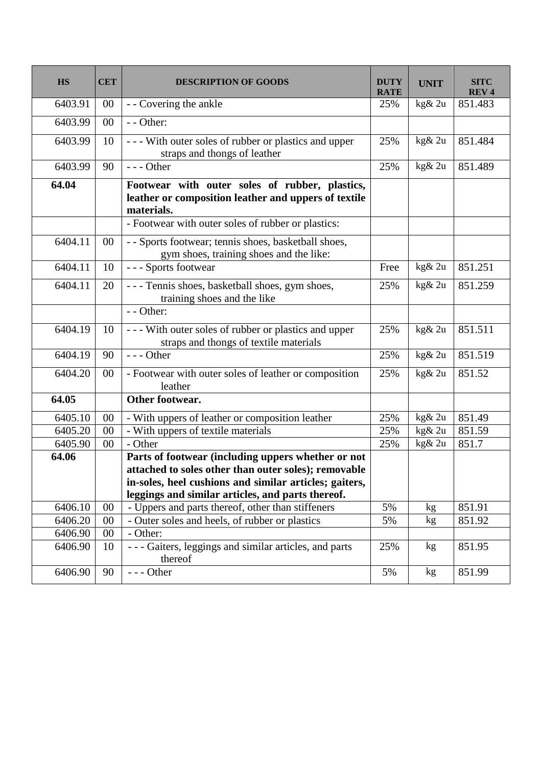| HS | CET | DESCRIPTION OF GOODS | DUTY RATE | UNIT | SITC REV 4 |
|---|---|---|---|---|---|
| 6403.91 | 00 | - - Covering the ankle | 25% | kg& 2u | 851.483 |
| 6403.99 | 00 | - - Other: | | | |
| 6403.99 | 10 | - - - With outer soles of rubber or plastics and upper straps and thongs of leather | 25% | kg& 2u | 851.484 |
| 6403.99 | 90 | - - - Other | 25% | kg& 2u | 851.489 |
| **64.04** | | **Footwear with outer soles of rubber, plastics, leather or composition leather and uppers of textile materials.** | | | |
| | | - Footwear with outer soles of rubber or plastics: | | | |
| 6404.11 | 00 | - - Sports footwear; tennis shoes, basketball shoes, gym shoes, training shoes and the like: | | | |
| 6404.11 | 10 | - - - Sports footwear | Free | kg& 2u | 851.251 |
| 6404.11 | 20 | - - - Tennis shoes, basketball shoes, gym shoes, training shoes and the like | 25% | kg& 2u | 851.259 |
| | | - - Other: | | | |
| 6404.19 | 10 | - - - With outer soles of rubber or plastics and upper straps and thongs of textile materials | 25% | kg& 2u | 851.511 |
| 6404.19 | 90 | - - - Other | 25% | kg& 2u | 851.519 |
| 6404.20 | 00 | - Footwear with outer soles of leather or composition leather | 25% | kg& 2u | 851.52 |
| **64.05** | | **Other footwear.** | | | |
| 6405.10 | 00 | - With uppers of leather or composition leather | 25% | kg& 2u | 851.49 |
| 6405.20 | 00 | - With uppers of textile materials | 25% | kg& 2u | 851.59 |
| 6405.90 | 00 | - Other | 25% | kg& 2u | 851.7 |
| **64.06** | | **Parts of footwear (including uppers whether or not attached to soles other than outer soles); removable in-soles, heel cushions and similar articles; gaiters, leggings and similar articles, and parts thereof.** | | | |
| 6406.10 | 00 | - Uppers and parts thereof, other than stiffeners | 5% | kg | 851.91 |
| 6406.20 | 00 | - Outer soles and heels, of rubber or plastics | 5% | kg | 851.92 |
| 6406.90 | 00 | - Other: | | | |
| 6406.90 | 10 | - - - Gaiters, leggings and similar articles, and parts thereof | 25% | kg | 851.95 |
| 6406.90 | 90 | - - - Other | 5% | kg | 851.99 |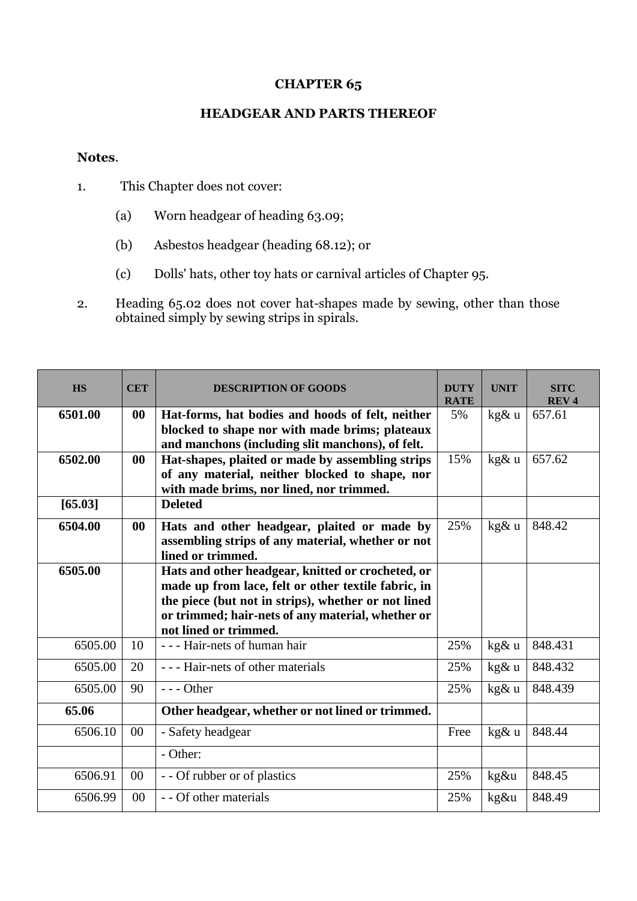# CHAPTER 65

## HEADGEAR AND PARTS THEREOF

**Notes**.

1. This Chapter does not cover:

    (a) Worn headgear of heading 63.09;

    (b) Asbestos headgear (heading 68.12); or

    (c) Dolls' hats, other toy hats or carnival articles of Chapter 95.

2. Heading 65.02 does not cover hat-shapes made by sewing, other than those obtained simply by sewing strips in spirals.

| HS | CET | DESCRIPTION OF GOODS | DUTY RATE | UNIT | SITC REV 4 |
|---|---|---|---|---|---|
| **6501.00** | **00** | **Hat-forms, hat bodies and hoods of felt, neither blocked to shape nor with made brims; plateaux and manchons (including slit manchons), of felt.** | 5% | kg& u | 657.61 |
| **6502.00** | **00** | **Hat-shapes, plaited or made by assembling strips of any material, neither blocked to shape, nor with made brims, nor lined, nor trimmed.** | 15% | kg& u | 657.62 |
| **[65.03]** | | **Deleted** | | | |
| **6504.00** | **00** | **Hats and other headgear, plaited or made by assembling strips of any material, whether or not lined or trimmed.** | 25% | kg& u | 848.42 |
| **6505.00** | | **Hats and other headgear, knitted or crocheted, or made up from lace, felt or other textile fabric, in the piece (but not in strips), whether or not lined or trimmed; hair-nets of any material, whether or not lined or trimmed.** | | | |
| 6505.00 | 10 | - - - Hair-nets of human hair | 25% | kg& u | 848.431 |
| 6505.00 | 20 | - - - Hair-nets of other materials | 25% | kg& u | 848.432 |
| 6505.00 | 90 | - - - Other | 25% | kg& u | 848.439 |
| **65.06** | | **Other headgear, whether or not lined or trimmed.** | | | |
| 6506.10 | 00 | - Safety headgear | Free | kg& u | 848.44 |
| | | - Other: | | | |
| 6506.91 | 00 | - - Of rubber or of plastics | 25% | kg&u | 848.45 |
| 6506.99 | 00 | - - Of other materials | 25% | kg&u | 848.49 |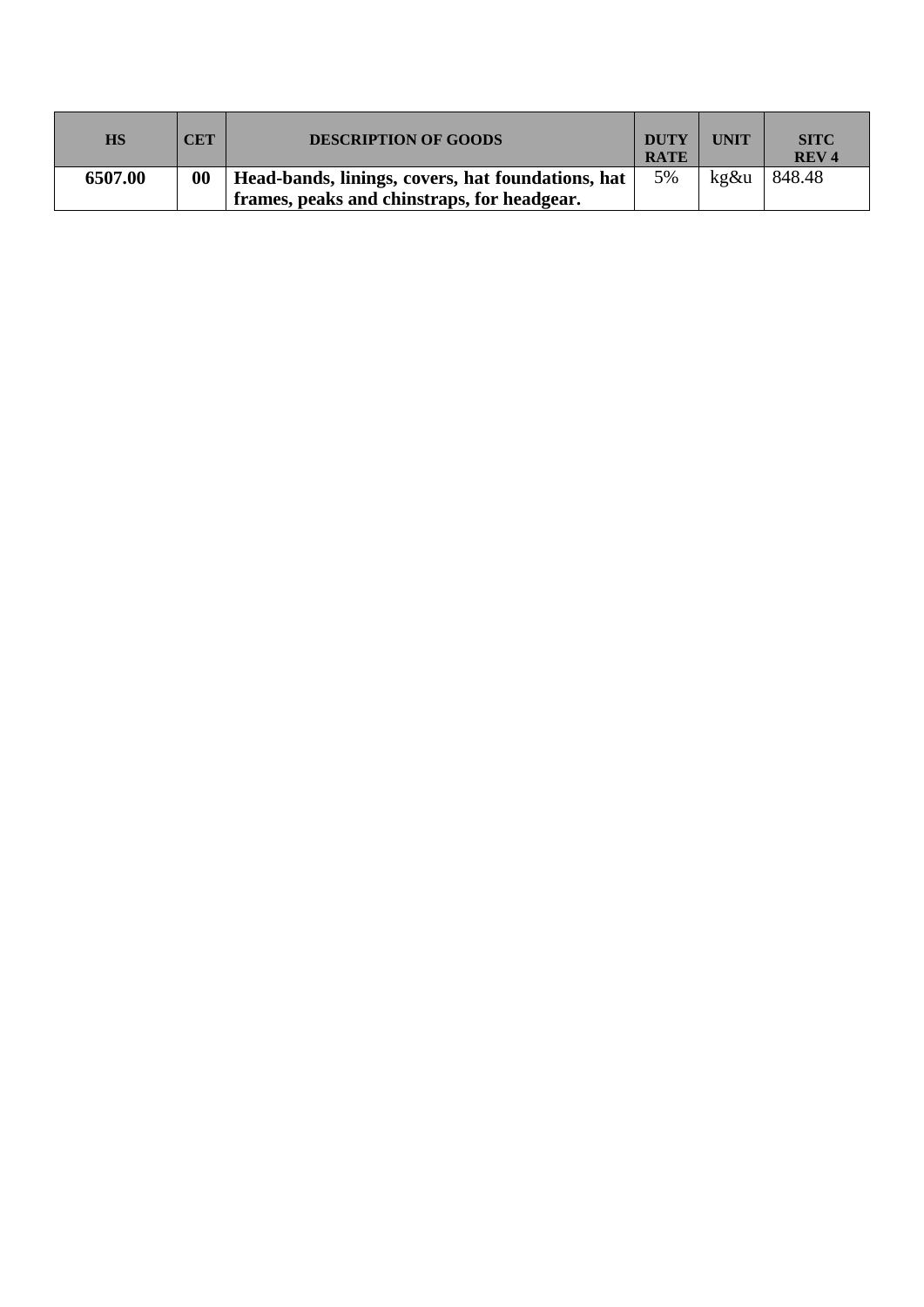| HS | CET | DESCRIPTION OF GOODS | DUTY RATE | UNIT | SITC REV 4 |
|---|---|---|---|---|---|
| **6507.00** | **00** | **Head-bands, linings, covers, hat foundations, hat frames, peaks and chinstraps, for headgear.** | 5% | kg&u | 848.48 |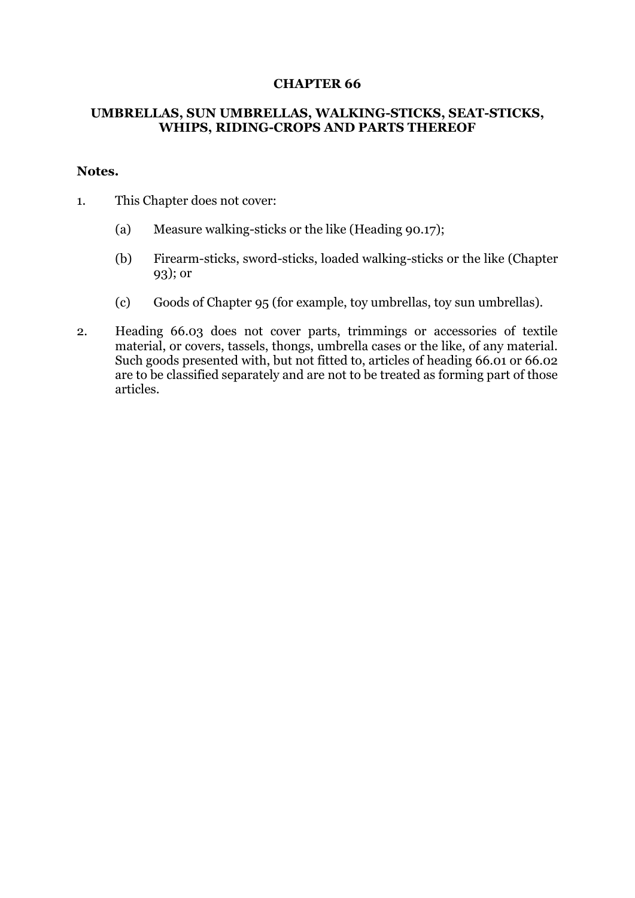# CHAPTER 66

## UMBRELLAS, SUN UMBRELLAS, WALKING-STICKS, SEAT-STICKS, WHIPS, RIDING-CROPS AND PARTS THEREOF

**Notes.**

1. This Chapter does not cover:

   (a) Measure walking-sticks or the like (Heading 90.17);

   (b) Firearm-sticks, sword-sticks, loaded walking-sticks or the like (Chapter 93); or

   (c) Goods of Chapter 95 (for example, toy umbrellas, toy sun umbrellas).

2. Heading 66.03 does not cover parts, trimmings or accessories of textile material, or covers, tassels, thongs, umbrella cases or the like, of any material. Such goods presented with, but not fitted to, articles of heading 66.01 or 66.02 are to be classified separately and are not to be treated as forming part of those articles.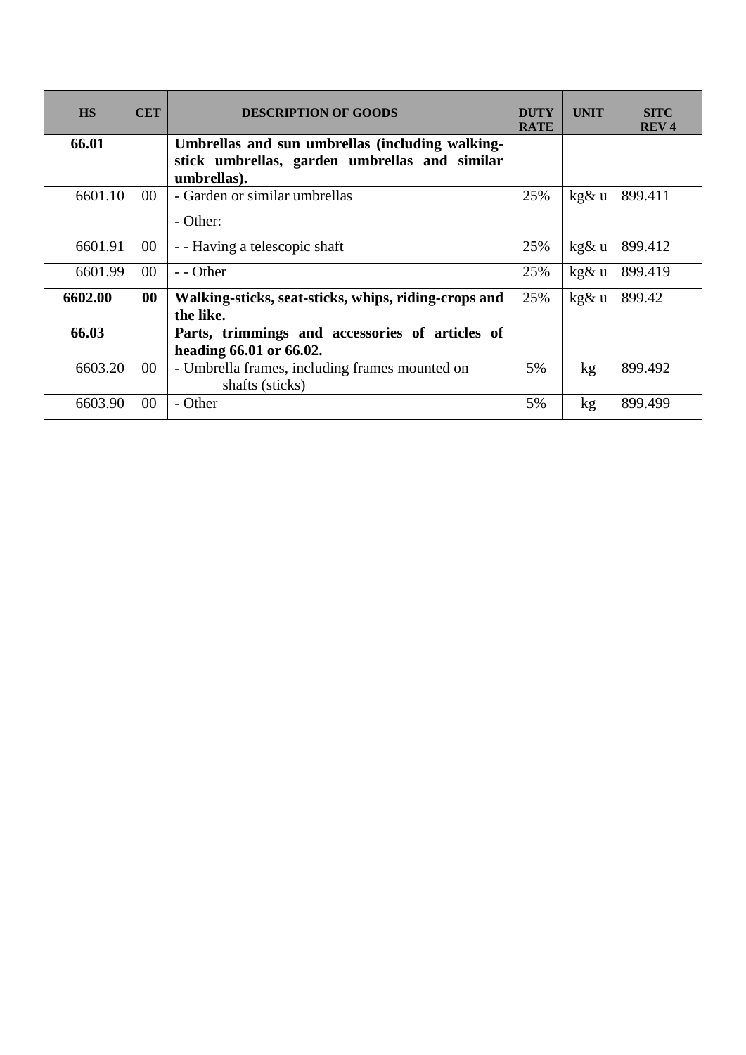| HS | CET | DESCRIPTION OF GOODS | DUTY RATE | UNIT | SITC REV 4 |
|---|---|---|---|---|---|
| **66.01** | | **Umbrellas and sun umbrellas (including walking-stick umbrellas, garden umbrellas and similar umbrellas).** | | | |
| 6601.10 | 00 | - Garden or similar umbrellas | 25% | kg& u | 899.411 |
| | | - Other: | | | |
| 6601.91 | 00 | - - Having a telescopic shaft | 25% | kg& u | 899.412 |
| 6601.99 | 00 | - - Other | 25% | kg& u | 899.419 |
| **6602.00** | **00** | **Walking-sticks, seat-sticks, whips, riding-crops and the like.** | 25% | kg& u | 899.42 |
| **66.03** | | **Parts, trimmings and accessories of articles of heading 66.01 or 66.02.** | | | |
| 6603.20 | 00 | - Umbrella frames, including frames mounted on shafts (sticks) | 5% | kg | 899.492 |
| 6603.90 | 00 | - Other | 5% | kg | 899.499 |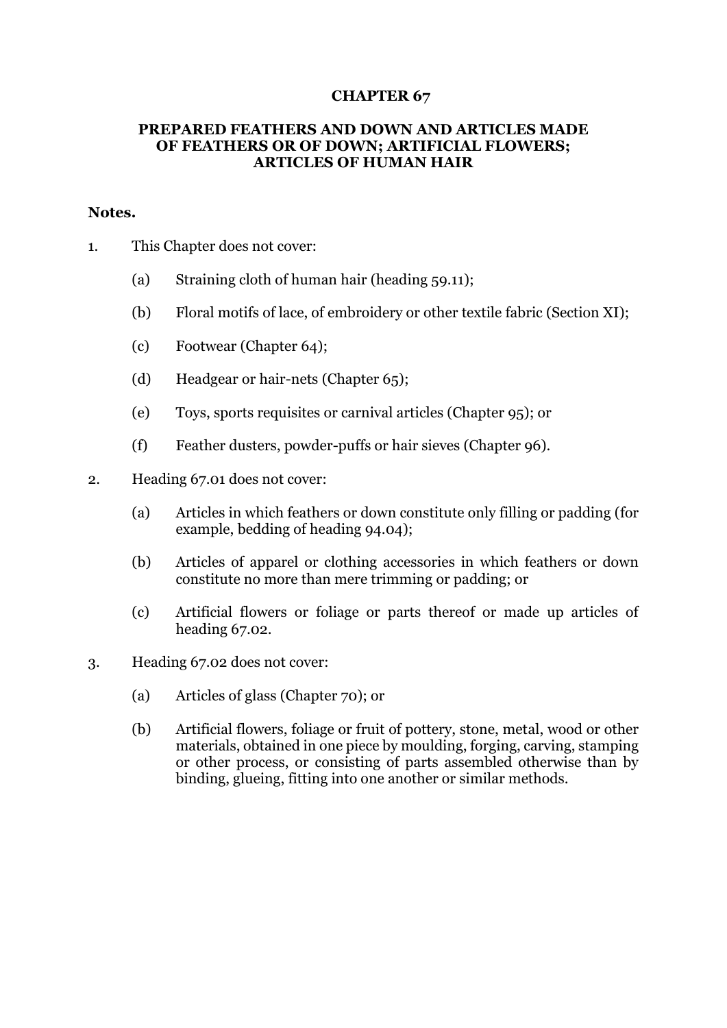# CHAPTER 67

## PREPARED FEATHERS AND DOWN AND ARTICLES MADE OF FEATHERS OR OF DOWN; ARTIFICIAL FLOWERS; ARTICLES OF HUMAN HAIR

**Notes.**

1. This Chapter does not cover:

   (a) Straining cloth of human hair (heading 59.11);

   (b) Floral motifs of lace, of embroidery or other textile fabric (Section XI);

   (c) Footwear (Chapter 64);

   (d) Headgear or hair-nets (Chapter 65);

   (e) Toys, sports requisites or carnival articles (Chapter 95); or

   (f) Feather dusters, powder-puffs or hair sieves (Chapter 96).

2. Heading 67.01 does not cover:

   (a) Articles in which feathers or down constitute only filling or padding (for example, bedding of heading 94.04);

   (b) Articles of apparel or clothing accessories in which feathers or down constitute no more than mere trimming or padding; or

   (c) Artificial flowers or foliage or parts thereof or made up articles of heading 67.02.

3. Heading 67.02 does not cover:

   (a) Articles of glass (Chapter 70); or

   (b) Artificial flowers, foliage or fruit of pottery, stone, metal, wood or other materials, obtained in one piece by moulding, forging, carving, stamping or other process, or consisting of parts assembled otherwise than by binding, glueing, fitting into one another or similar methods.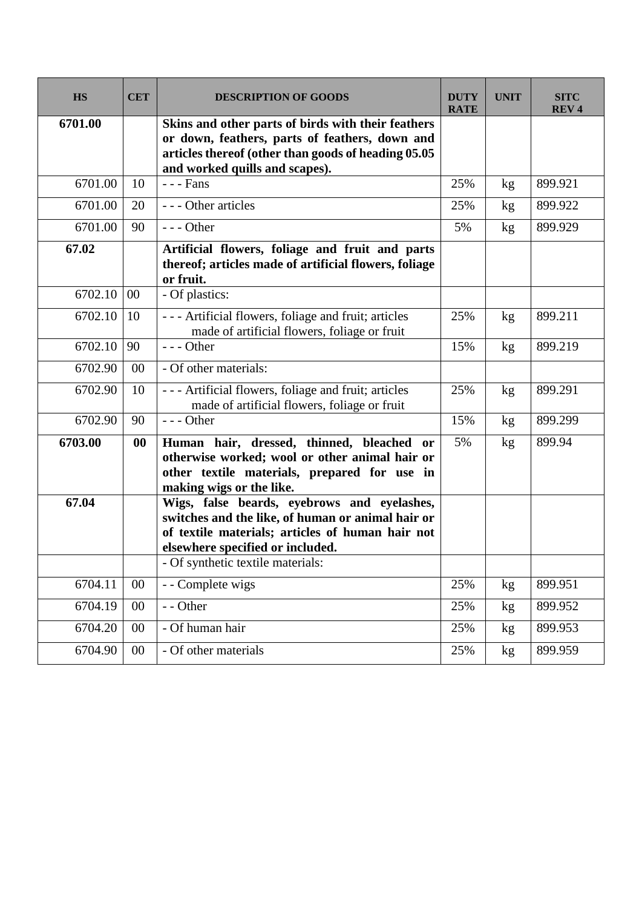| HS | CET | DESCRIPTION OF GOODS | DUTY RATE | UNIT | SITC REV 4 |
|---|---|---|---|---|---|
| **6701.00** | | **Skins and other parts of birds with their feathers or down, feathers, parts of feathers, down and articles thereof (other than goods of heading 05.05 and worked quills and scapes).** | | | |
| 6701.00 | 10 | - - - Fans | 25% | kg | 899.921 |
| 6701.00 | 20 | - - - Other articles | 25% | kg | 899.922 |
| 6701.00 | 90 | - - - Other | 5% | kg | 899.929 |
| **67.02** | | **Artificial flowers, foliage and fruit and parts thereof; articles made of artificial flowers, foliage or fruit.** | | | |
| 6702.10 | 00 | - Of plastics: | | | |
| 6702.10 | 10 | - - - Artificial flowers, foliage and fruit; articles made of artificial flowers, foliage or fruit | 25% | kg | 899.211 |
| 6702.10 | 90 | - - - Other | 15% | kg | 899.219 |
| 6702.90 | 00 | - Of other materials: | | | |
| 6702.90 | 10 | - - - Artificial flowers, foliage and fruit; articles made of artificial flowers, foliage or fruit | 25% | kg | 899.291 |
| 6702.90 | 90 | - - - Other | 15% | kg | 899.299 |
| **6703.00** | **00** | **Human hair, dressed, thinned, bleached or otherwise worked; wool or other animal hair or other textile materials, prepared for use in making wigs or the like.** | 5% | kg | 899.94 |
| **67.04** | | **Wigs, false beards, eyebrows and eyelashes, switches and the like, of human or animal hair or of textile materials; articles of human hair not elsewhere specified or included.** | | | |
| | | - Of synthetic textile materials: | | | |
| 6704.11 | 00 | - - Complete wigs | 25% | kg | 899.951 |
| 6704.19 | 00 | - - Other | 25% | kg | 899.952 |
| 6704.20 | 00 | - Of human hair | 25% | kg | 899.953 |
| 6704.90 | 00 | - Of other materials | 25% | kg | 899.959 |